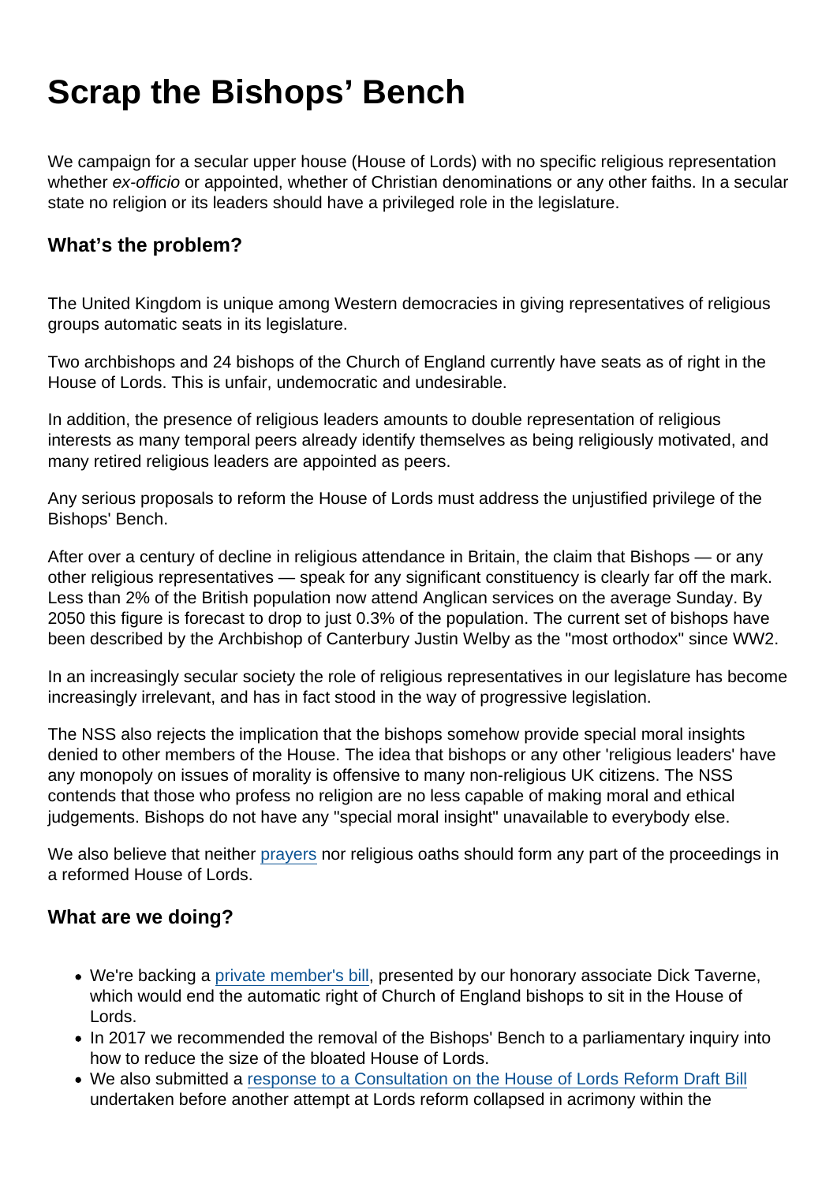# Scrap the Bishops' Bench

We campaign for a secular upper house (House of Lords) with no specific religious representation whether *ex-officio* or appointed, whether of Christian denominations or any other faiths. In a secular state no religion or its leaders should have a privileged role in the legislature.

## What's the problem?

The United Kingdom is unique among Western democracies in giving representatives of religious groups automatic seats in its legislature.

Two archbishops and 24 bishops of the Church of England currently have seats as of right in the House of Lords. This is unfair, undemocratic and undesirable.

In addition, the presence of religious leaders amounts to double representation of religious interests as many temporal peers already identify themselves as being religiously motivated, and many retired religious leaders are appointed as peers.

Any serious proposals to reform the House of Lords must address the unjustified privilege of the Bishops' Bench.

After over a century of decline in religious attendance in Britain, the claim that Bishops — or any other religious representatives — speak for any significant constituency is clearly far off the mark. Less than 2% of the British population now attend Anglican services on the average Sunday. By 2050 this figure is forecast to drop to just 0.3% of the population. The current set of bishops have been described by the Archbishop of Canterbury Justin Welby as the "most orthodox" since WW2.

In an increasingly secular society the role of religious representatives in our legislature has become increasingly irrelevant, and has in fact stood in the way of progressive legislation.

The NSS also rejects the implication that the bishops somehow provide special moral insights denied to other members of the House. The idea that bishops or any other 'religious leaders' have any monopoly on issues of morality is offensive to many non-religious UK citizens. The NSS contends that those who profess no religion are no less capable of making moral and ethical judgements. Bishops do not have any "special moral insight" unavailable to everybody else.

We also believe that neither prayers nor religious oaths should form any part of the proceedings in a reformed House of Lords.

## What are we doing?

- We're backing a private member's bill, presented by our honorary associate Dick Taverne, which would end the automatic right of Church of England bishops to sit in the House of Lords.
- In 2017 we recommended the removal of the Bishops' Bench to a parliamentary inquiry into how to reduce the size of the bloated House of Lords.
- We also submitted a response to a Consultation on the House of Lords Reform Draft Bill undertaken before another attempt at Lords reform collapsed in acrimony within the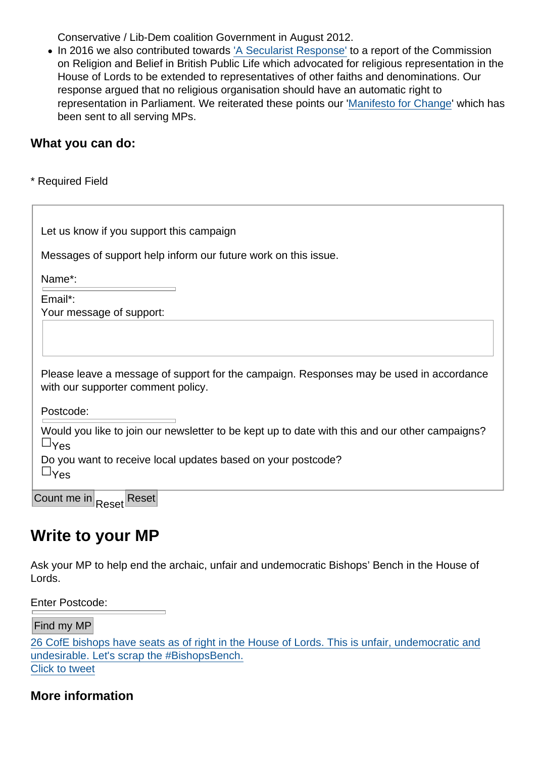Conservative / Lib-Dem coalition Government in August 2012.

- In 2016 we also contributed towards ['A Secularist Response'] to a report of the Commission on Religion and Belief in British Public Life which advocated for religious representation in the House of Lords to be extended to representatives of other faiths and denominations. Our response argued that no religious organisation should have an automatic right to representation in Parliament. We reiterated these points our '[Manifesto for Change]' which has been sent to all serving MPs.

### What you can do:

* Required Field

Let us know if you support this campaign

Messages of support help inform our future work on this issue.

Name*:

Email*:

Your message of support:

Please leave a message of support for the campaign. Responses may be used in accordance with our supporter comment policy.

Postcode:

Would you like to join our newsletter to be kept up to date with this and our other campaigns?

☐Yes

Do you want to receive local updates based on your postcode?

☐Yes

Count me in Reset Reset

## Write to your MP

Ask your MP to help end the archaic, unfair and undemocratic Bishops' Bench in the House of Lords.

Enter Postcode:

Find my MP

26 CofE bishops have seats as of right in the House of Lords. This is unfair, undemocratic and undesirable. Let's scrap the #BishopsBench.
Click to tweet

### More information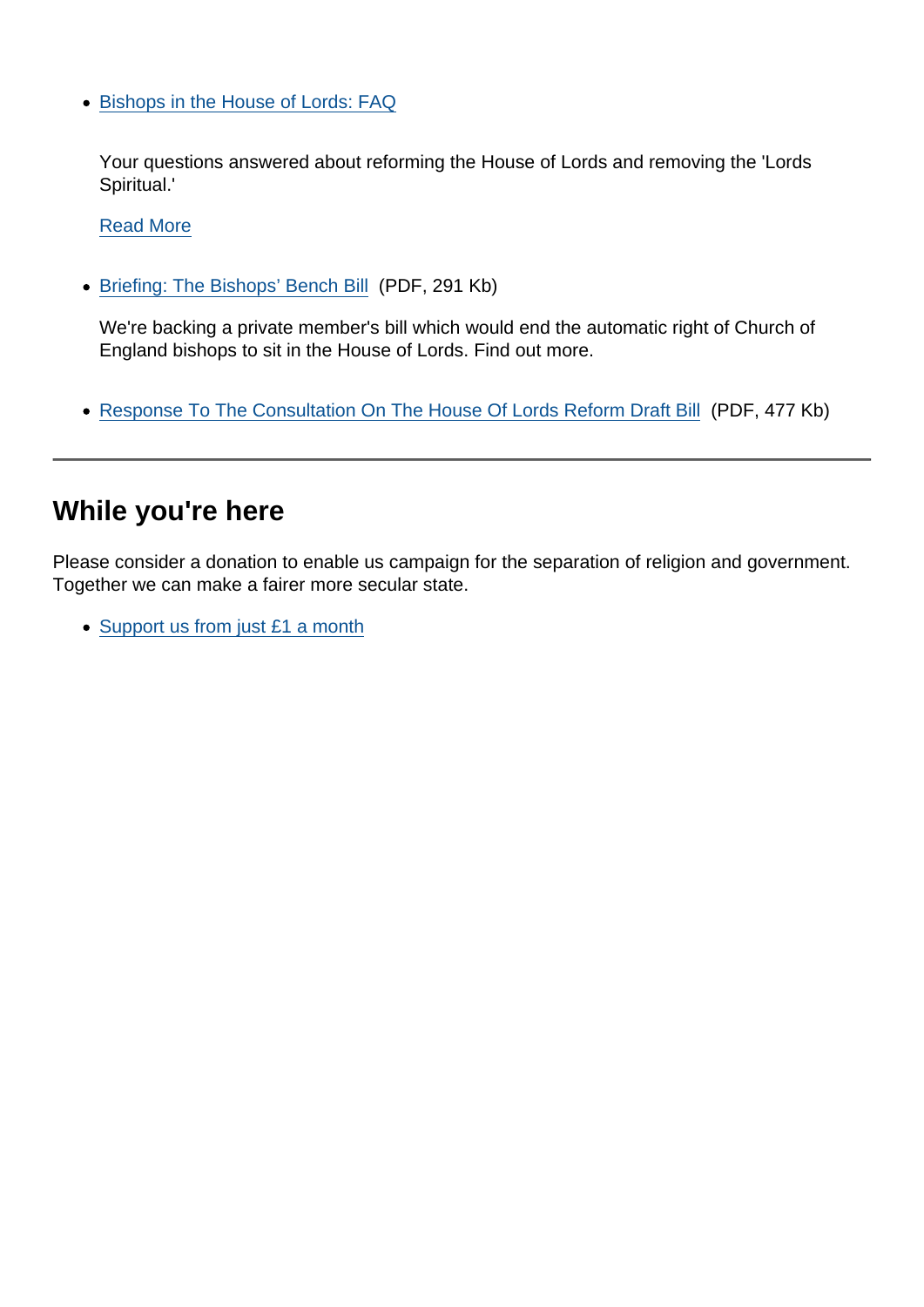- Bishops in the House of Lords: FAQ

  Your questions answered about reforming the House of Lords and removing the 'Lords Spiritual.'

  Read More

- Briefing: The Bishops' Bench Bill (PDF, 291 Kb)

  We're backing a private member's bill which would end the automatic right of Church of England bishops to sit in the House of Lords. Find out more.

- Response To The Consultation On The House Of Lords Reform Draft Bill (PDF, 477 Kb)

---

## While you're here

Please consider a donation to enable us campaign for the separation of religion and government. Together we can make a fairer more secular state.

- Support us from just £1 a month